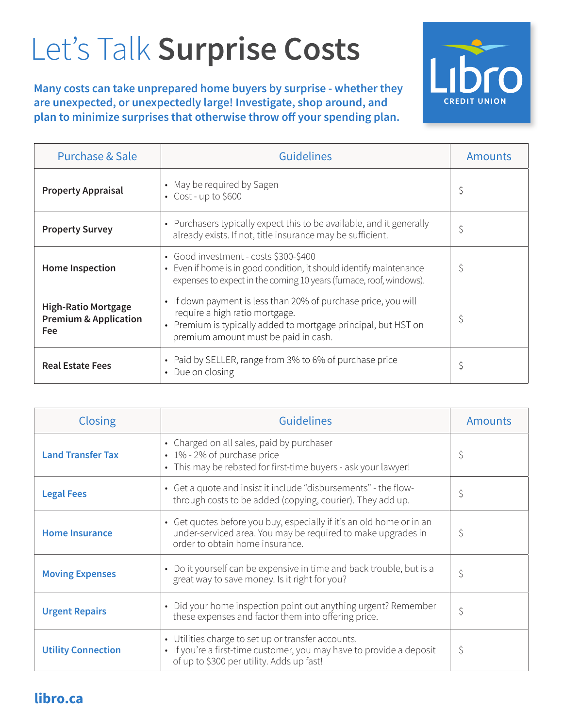# Let's Talk **Surprise Costs**

**Many costs can take unprepared home buyers by surprise - whether they are unexpected, or unexpectedly large! Investigate, shop around, and plan to minimize surprises that otherwise throw off your spending plan.**

| Purchase & Sale | Guidelines | Amounts |
|---|---|---|
| **Property Appraisal** | • May be required by Sagen<br>• Cost - up to $600 | $ |
| **Property Survey** | • Purchasers typically expect this to be available, and it generally already exists. If not, title insurance may be sufficient. | $ |
| **Home Inspection** | • Good investment - costs $300-$400<br>• Even if home is in good condition, it should identify maintenance expenses to expect in the coming 10 years (furnace, roof, windows). | $ |
| **High-Ratio Mortgage Premium & Application Fee** | • If down payment is less than 20% of purchase price, you will require a high ratio mortgage.<br>• Premium is typically added to mortgage principal, but HST on premium amount must be paid in cash. | $ |
| **Real Estate Fees** | • Paid by SELLER, range from 3% to 6% of purchase price<br>• Due on closing | $ |

| Closing | Guidelines | Amounts |
|---|---|---|
| **Land Transfer Tax** | • Charged on all sales, paid by purchaser<br>• 1% - 2% of purchase price<br>• This may be rebated for first-time buyers - ask your lawyer! | $ |
| **Legal Fees** | • Get a quote and insist it include "disbursements" - the flow-through costs to be added (copying, courier). They add up. | $ |
| **Home Insurance** | • Get quotes before you buy, especially if it's an old home or in an under-serviced area. You may be required to make upgrades in order to obtain home insurance. | $ |
| **Moving Expenses** | • Do it yourself can be expensive in time and back trouble, but is a great way to save money. Is it right for you? | $ |
| **Urgent Repairs** | • Did your home inspection point out anything urgent? Remember these expenses and factor them into offering price. | $ |
| **Utility Connection** | • Utilities charge to set up or transfer accounts.<br>• If you're a first-time customer, you may have to provide a deposit of up to $300 per utility. Adds up fast! | $ |

**libro.ca**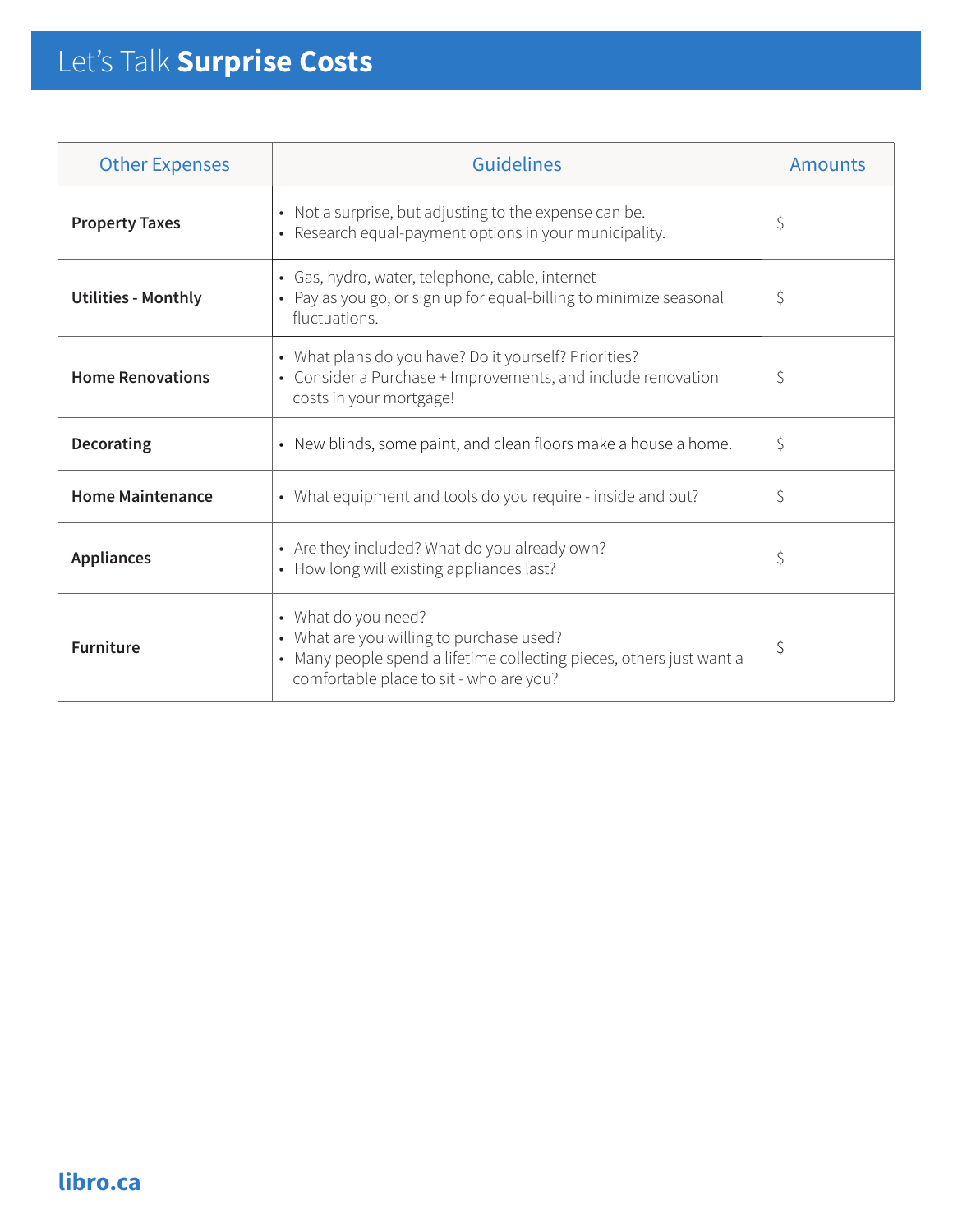# Let's Talk **Surprise Costs**

| Other Expenses | Guidelines | Amounts |
|---|---|---|
| **Property Taxes** | • Not a surprise, but adjusting to the expense can be.<br>• Research equal-payment options in your municipality. | $ |
| **Utilities - Monthly** | • Gas, hydro, water, telephone, cable, internet<br>• Pay as you go, or sign up for equal-billing to minimize seasonal fluctuations. | $ |
| **Home Renovations** | • What plans do you have? Do it yourself? Priorities?<br>• Consider a Purchase + Improvements, and include renovation costs in your mortgage! | $ |
| **Decorating** | • New blinds, some paint, and clean floors make a house a home. | $ |
| **Home Maintenance** | • What equipment and tools do you require - inside and out? | $ |
| **Appliances** | • Are they included? What do you already own?<br>• How long will existing appliances last? | $ |
| **Furniture** | • What do you need?<br>• What are you willing to purchase used?<br>• Many people spend a lifetime collecting pieces, others just want a comfortable place to sit - who are you? | $ |

**libro.ca**